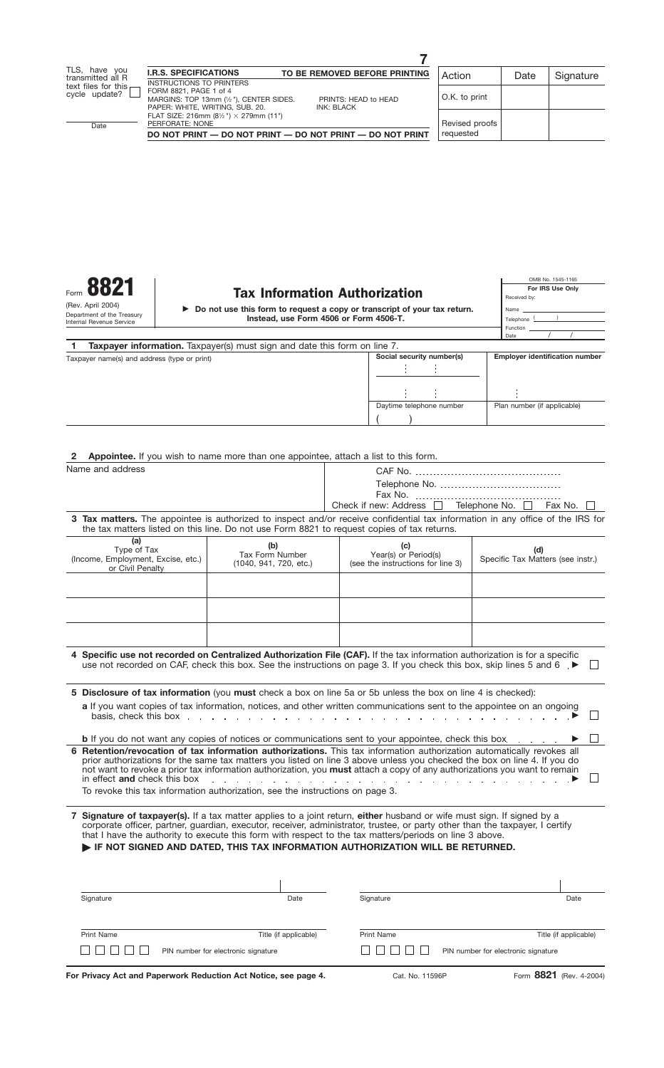TLS, have you transmitted all R text files for this cycle update? ☐

Date

**I.R.S. SPECIFICATIONS** — **TO BE REMOVED BEFORE PRINTING**

INSTRUCTIONS TO PRINTERS
FORM 8821, PAGE 1 of 4
MARGINS: TOP 13mm (½"), CENTER SIDES. PRINTS: HEAD to HEAD
PAPER: WHITE, WRITING, SUB. 20. INK: BLACK
FLAT SIZE: 216mm (8½") × 279mm (11")
PERFORATE: NONE

**DO NOT PRINT — DO NOT PRINT — DO NOT PRINT — DO NOT PRINT**

7

| Action | Date | Signature |
| --- | --- | --- |
| O.K. to print | | |
| Revised proofs requested | | |

Form **8821**
(Rev. April 2004)
Department of the Treasury
Internal Revenue Service

# Tax Information Authorization

▶ **Do not use this form to request a copy or transcript of your tax return. Instead, use Form 4506 or Form 4506-T.**

OMB No. 1545-1165

**For IRS Use Only**
Received by:
Name
Telephone ( )
Function
Date / /

**1 Taxpayer information.** Taxpayer(s) must sign and date this form on line 7.

| Taxpayer name(s) and address (type or print) | Social security number(s) | Employer identification number |
| --- | --- | --- |
| | | |
| | Daytime telephone number ( ) | Plan number (if applicable) |

**2 Appointee.** If you wish to name more than one appointee, attach a list to this form.

Name and address

CAF No. ..........................................
Telephone No. ..................................
Fax No. .........................................
Check if new: Address ☐ Telephone No. ☐ Fax No. ☐

**3 Tax matters.** The appointee is authorized to inspect and/or receive confidential tax information in any office of the IRS for the tax matters listed on this line. Do not use Form 8821 to request copies of tax returns.

| (a) Type of Tax (Income, Employment, Excise, etc.) or Civil Penalty | (b) Tax Form Number (1040, 941, 720, etc.) | (c) Year(s) or Period(s) (see the instructions for line 3) | (d) Specific Tax Matters (see instr.) |
| --- | --- | --- | --- |
| | | | |
| | | | |
| | | | |

**4 Specific use not recorded on Centralized Authorization File (CAF).** If the tax information authorization is for a specific use not recorded on CAF, check this box. See the instructions on page 3. If you check this box, skip lines 5 and 6 . ▶ ☐

**5 Disclosure of tax information** (you **must** check a box on line 5a or 5b unless the box on line 4 is checked):

**a** If you want copies of tax information, notices, and other written communications sent to the appointee on an ongoing basis, check this box . . . . . . . . . . . . . . . . . . . . . . . . . . ▶ ☐

**b** If you do not want any copies of notices or communications sent to your appointee, check this box . . . . . ▶ ☐

**6 Retention/revocation of tax information authorizations.** This tax information authorization automatically revokes all prior authorizations for the same tax matters you listed on line 3 above unless you checked the box on line 4. If you do not want to revoke a prior tax information authorization, you **must** attach a copy of any authorizations you want to remain in effect **and** check this box . . . . . . . . . . . . . . . . . . . . . . . . ▶ ☐

To revoke this tax information authorization, see the instructions on page 3.

**7 Signature of taxpayer(s).** If a tax matter applies to a joint return, **either** husband or wife must sign. If signed by a corporate officer, partner, guardian, executor, receiver, administrator, trustee, or party other than the taxpayer, I certify that I have the authority to execute this form with respect to the tax matters/periods on line 3 above.

▶ **IF NOT SIGNED AND DATED, THIS TAX INFORMATION AUTHORIZATION WILL BE RETURNED.**

| Signature | Date | Signature | Date |
| --- | --- | --- | --- |
| Print Name | Title (if applicable) | Print Name | Title (if applicable) |
| ☐☐☐☐☐ PIN number for electronic signature | | ☐☐☐☐☐ PIN number for electronic signature | |

**For Privacy Act and Paperwork Reduction Act Notice, see page 4.** Cat. No. 11596P Form **8821** (Rev. 4-2004)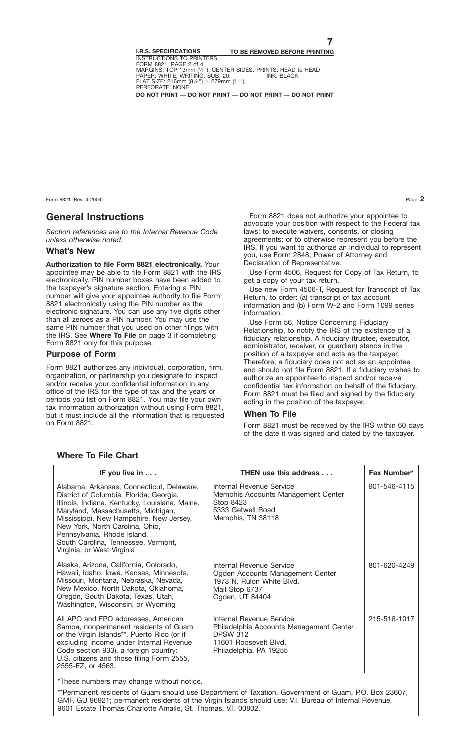## General Instructions

*Section references are to the Internal Revenue Code unless otherwise noted.*

### What's New

**Authorization to file Form 8821 electronically.** Your appointee may be able to file Form 8821 with the IRS electronically. PIN number boxes have been added to the taxpayer's signature section. Entering a PIN number will give your appointee authority to file Form 8821 electronically using the PIN number as the electronic signature. You can use any five digits other than all zeroes as a PIN number. You may use the same PIN number that you used on other filings with the IRS. See **Where To File** on page 3 if completing Form 8821 only for this purpose.

### Purpose of Form

Form 8821 authorizes any individual, corporation, firm, organization, or partnership you designate to inspect and/or receive your confidential information in any office of the IRS for the type of tax and the years or periods you list on Form 8821. You may file your own tax information authorization without using Form 8821, but it must include all the information that is requested on Form 8821.

Form 8821 does not authorize your appointee to advocate your position with respect to the Federal tax laws; to execute waivers, consents, or closing agreements; or to otherwise represent you before the IRS. If you want to authorize an individual to represent you, use Form 2848, Power of Attorney and Declaration of Representative.

Use Form 4506, Request for Copy of Tax Return, to get a copy of your tax return.

Use new Form 4506-T, Request for Transcript of Tax Return, to order: (a) transcript of tax account information and (b) Form W-2 and Form 1099 series information.

Use Form 56, Notice Concerning Fiduciary Relationship, to notify the IRS of the existence of a fiduciary relationship. A fiduciary (trustee, executor, administrator, receiver, or guardian) stands in the position of a taxpayer and acts as the taxpayer. Therefore, a fiduciary does not act as an appointee and should not file Form 8821. If a fiduciary wishes to authorize an appointee to inspect and/or receive confidential tax information on behalf of the fiduciary, Form 8821 must be filed and signed by the fiduciary acting in the position of the taxpayer.

### When To File

Form 8821 must be received by the IRS within 60 days of the date it was signed and dated by the taxpayer.

### Where To File Chart

| IF you live in . . . | THEN use this address . . . | Fax Number* |
|---|---|---|
| Alabama, Arkansas, Connecticut, Delaware, District of Columbia, Florida, Georgia, Illinois, Indiana, Kentucky, Louisiana, Maine, Maryland, Massachusetts, Michigan, Mississippi, New Hampshire, New Jersey, New York, North Carolina, Ohio, Pennsylvania, Rhode Island, South Carolina, Tennessee, Vermont, Virginia, or West Virginia | Internal Revenue Service<br>Memphis Accounts Management Center<br>Stop 8423<br>5333 Getwell Road<br>Memphis, TN 38118 | 901-546-4115 |
| Alaska, Arizona, California, Colorado, Hawaii, Idaho, Iowa, Kansas, Minnesota, Missouri, Montana, Nebraska, Nevada, New Mexico, North Dakota, Oklahoma, Oregon, South Dakota, Texas, Utah, Washington, Wisconsin, or Wyoming | Internal Revenue Service<br>Ogden Accounts Management Center<br>1973 N. Rulon White Blvd.<br>Mail Stop 6737<br>Ogden, UT 84404 | 801-620-4249 |
| All APO and FPO addresses, American Samoa, nonpermanent residents of Guam or the Virgin Islands**, Puerto Rico (or if excluding income under Internal Revenue Code section 933), a foreign country: U.S. citizens and those filing Form 2555, 2555-EZ, or 4563. | Internal Revenue Service<br>Philadelphia Accounts Management Center<br>DPSW 312<br>11601 Roosevelt Blvd.<br>Philadelphia, PA 19255 | 215-516-1017 |

*These numbers may change without notice.

**Permanent residents of Guam should use Department of Taxation, Government of Guam, P.O. Box 23607, GMF, GU 96921; permanent residents of the Virgin Islands should use: V.I. Bureau of Internal Revenue, 9601 Estate Thomas Charlotte Amaile, St. Thomas, V.I. 00802.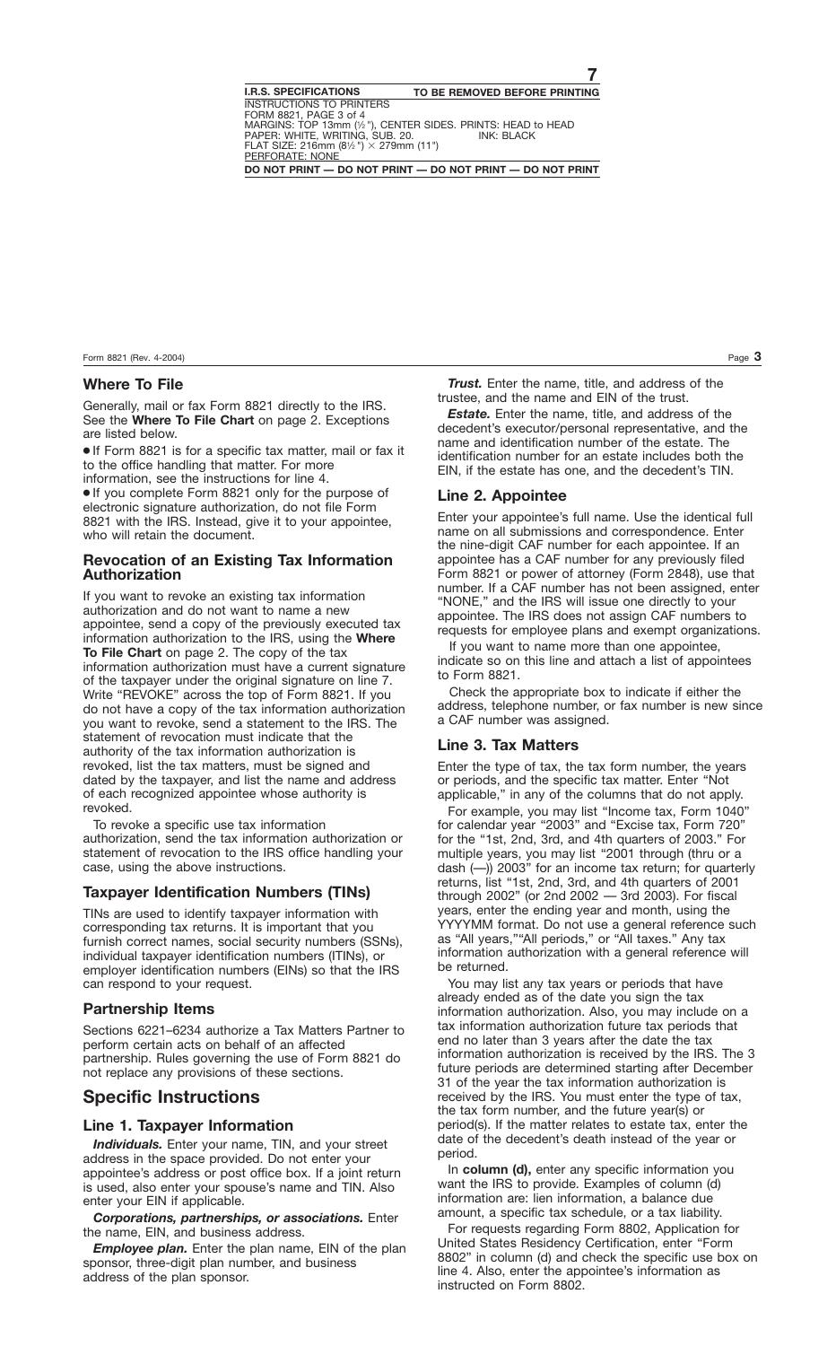## Where To File

Generally, mail or fax Form 8821 directly to the IRS. See the **Where To File Chart** on page 2. Exceptions are listed below.

- If Form 8821 is for a specific tax matter, mail or fax it to the office handling that matter. For more information, see the instructions for line 4.
- If you complete Form 8821 only for the purpose of electronic signature authorization, do not file Form 8821 with the IRS. Instead, give it to your appointee, who will retain the document.

### Revocation of an Existing Tax Information Authorization

If you want to revoke an existing tax information authorization and do not want to name a new appointee, send a copy of the previously executed tax information authorization to the IRS, using the **Where To File Chart** on page 2. The copy of the tax information authorization must have a current signature of the taxpayer under the original signature on line 7. Write "REVOKE" across the top of Form 8821. If you do not have a copy of the tax information authorization you want to revoke, send a statement to the IRS. The statement of revocation must indicate that the authority of the tax information authorization is revoked, list the tax matters, must be signed and dated by the taxpayer, and list the name and address of each recognized appointee whose authority is revoked.

To revoke a specific use tax information authorization, send the tax information authorization or statement of revocation to the IRS office handling your case, using the above instructions.

### Taxpayer Identification Numbers (TINs)

TINs are used to identify taxpayer information with corresponding tax returns. It is important that you furnish correct names, social security numbers (SSNs), individual taxpayer identification numbers (ITINs), or employer identification numbers (EINs) so that the IRS can respond to your request.

### Partnership Items

Sections 6221–6234 authorize a Tax Matters Partner to perform certain acts on behalf of an affected partnership. Rules governing the use of Form 8821 do not replace any provisions of these sections.

## Specific Instructions

### Line 1. Taxpayer Information

***Individuals.*** Enter your name, TIN, and your street address in the space provided. Do not enter your appointee's address or post office box. If a joint return is used, also enter your spouse's name and TIN. Also enter your EIN if applicable.

***Corporations, partnerships, or associations.*** Enter the name, EIN, and business address.

***Employee plan.*** Enter the plan name, EIN of the plan sponsor, three-digit plan number, and business address of the plan sponsor.

***Trust.*** Enter the name, title, and address of the trustee, and the name and EIN of the trust.

***Estate.*** Enter the name, title, and address of the decedent's executor/personal representative, and the name and identification number of the estate. The identification number for an estate includes both the EIN, if the estate has one, and the decedent's TIN.

### Line 2. Appointee

Enter your appointee's full name. Use the identical full name on all submissions and correspondence. Enter the nine-digit CAF number for each appointee. If an appointee has a CAF number for any previously filed Form 8821 or power of attorney (Form 2848), use that number. If a CAF number has not been assigned, enter "NONE," and the IRS will issue one directly to your appointee. The IRS does not assign CAF numbers to requests for employee plans and exempt organizations.

If you want to name more than one appointee, indicate so on this line and attach a list of appointees to Form 8821.

Check the appropriate box to indicate if either the address, telephone number, or fax number is new since a CAF number was assigned.

### Line 3. Tax Matters

Enter the type of tax, the tax form number, the years or periods, and the specific tax matter. Enter "Not applicable," in any of the columns that do not apply.

For example, you may list "Income tax, Form 1040" for calendar year "2003" and "Excise tax, Form 720" for the "1st, 2nd, 3rd, and 4th quarters of 2003." For multiple years, you may list "2001 through (thru or a dash (—)) 2003" for an income tax return; for quarterly returns, list "1st, 2nd, 3rd, and 4th quarters of 2001 through 2002" (or 2nd 2002 — 3rd 2003). For fiscal years, enter the ending year and month, using the YYYYMM format. Do not use a general reference such as "All years,""All periods," or "All taxes." Any tax information authorization with a general reference will be returned.

You may list any tax years or periods that have already ended as of the date you sign the tax information authorization. Also, you may include on a tax information authorization future tax periods that end no later than 3 years after the date the tax information authorization is received by the IRS. The 3 future periods are determined starting after December 31 of the year the tax information authorization is received by the IRS. You must enter the type of tax, the tax form number, and the future year(s) or period(s). If the matter relates to estate tax, enter the date of the decedent's death instead of the year or period.

In **column (d),** enter any specific information you want the IRS to provide. Examples of column (d) information are: lien information, a balance due amount, a specific tax schedule, or a tax liability.

For requests regarding Form 8802, Application for United States Residency Certification, enter "Form 8802" in column (d) and check the specific use box on line 4. Also, enter the appointee's information as instructed on Form 8802.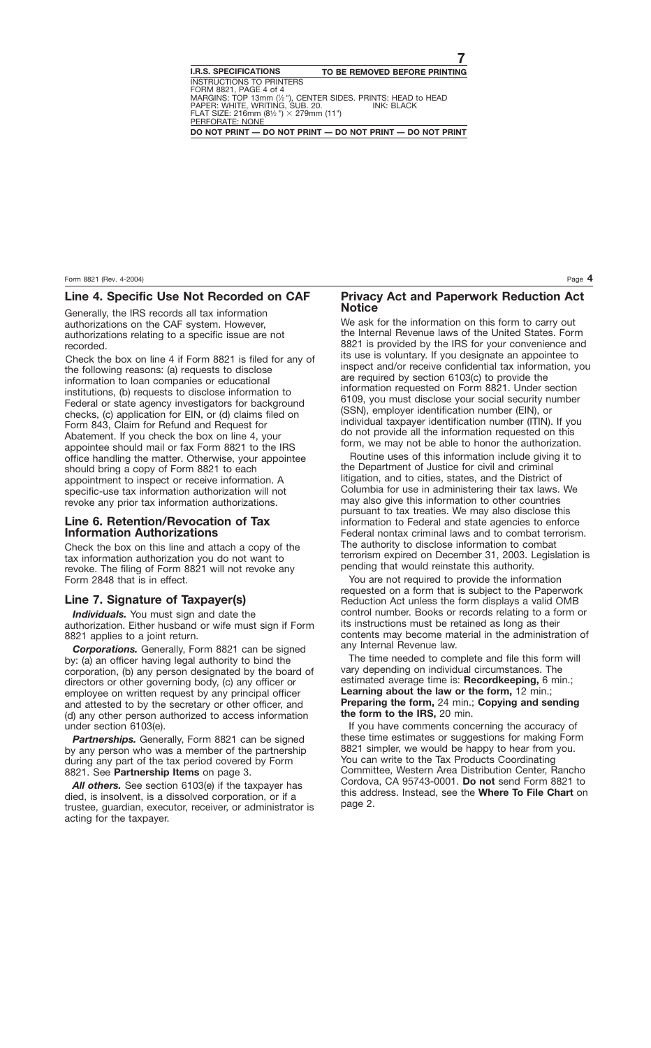## Line 4. Specific Use Not Recorded on CAF

Generally, the IRS records all tax information authorizations on the CAF system. However, authorizations relating to a specific issue are not recorded.

Check the box on line 4 if Form 8821 is filed for any of the following reasons: (a) requests to disclose information to loan companies or educational institutions, (b) requests to disclose information to Federal or state agency investigators for background checks, (c) application for EIN, or (d) claims filed on Form 843, Claim for Refund and Request for Abatement. If you check the box on line 4, your appointee should mail or fax Form 8821 to the IRS office handling the matter. Otherwise, your appointee should bring a copy of Form 8821 to each appointment to inspect or receive information. A specific-use tax information authorization will not revoke any prior tax information authorizations.

## Line 6. Retention/Revocation of Tax Information Authorizations

Check the box on this line and attach a copy of the tax information authorization you do not want to revoke. The filing of Form 8821 will not revoke any Form 2848 that is in effect.

## Line 7. Signature of Taxpayer(s)

***Individuals.*** You must sign and date the authorization. Either husband or wife must sign if Form 8821 applies to a joint return.

***Corporations.*** Generally, Form 8821 can be signed by: (a) an officer having legal authority to bind the corporation, (b) any person designated by the board of directors or other governing body, (c) any officer or employee on written request by any principal officer and attested to by the secretary or other officer, and (d) any other person authorized to access information under section 6103(e).

***Partnerships.*** Generally, Form 8821 can be signed by any person who was a member of the partnership during any part of the tax period covered by Form 8821. See **Partnership Items** on page 3.

***All others.*** See section 6103(e) if the taxpayer has died, is insolvent, is a dissolved corporation, or if a trustee, guardian, executor, receiver, or administrator is acting for the taxpayer.

## Privacy Act and Paperwork Reduction Act Notice

We ask for the information on this form to carry out the Internal Revenue laws of the United States. Form 8821 is provided by the IRS for your convenience and its use is voluntary. If you designate an appointee to inspect and/or receive confidential tax information, you are required by section 6103(c) to provide the information requested on Form 8821. Under section 6109, you must disclose your social security number (SSN), employer identification number (EIN), or individual taxpayer identification number (ITIN). If you do not provide all the information requested on this form, we may not be able to honor the authorization.

Routine uses of this information include giving it to the Department of Justice for civil and criminal litigation, and to cities, states, and the District of Columbia for use in administering their tax laws. We may also give this information to other countries pursuant to tax treaties. We may also disclose this information to Federal and state agencies to enforce Federal nontax criminal laws and to combat terrorism. The authority to disclose information to combat terrorism expired on December 31, 2003. Legislation is pending that would reinstate this authority.

You are not required to provide the information requested on a form that is subject to the Paperwork Reduction Act unless the form displays a valid OMB control number. Books or records relating to a form or its instructions must be retained as long as their contents may become material in the administration of any Internal Revenue law.

The time needed to complete and file this form will vary depending on individual circumstances. The estimated average time is: **Recordkeeping,** 6 min.; **Learning about the law or the form,** 12 min.; **Preparing the form,** 24 min.; **Copying and sending the form to the IRS,** 20 min.

If you have comments concerning the accuracy of these time estimates or suggestions for making Form 8821 simpler, we would be happy to hear from you. You can write to the Tax Products Coordinating Committee, Western Area Distribution Center, Rancho Cordova, CA 95743-0001. **Do not** send Form 8821 to this address. Instead, see the **Where To File Chart** on page 2.